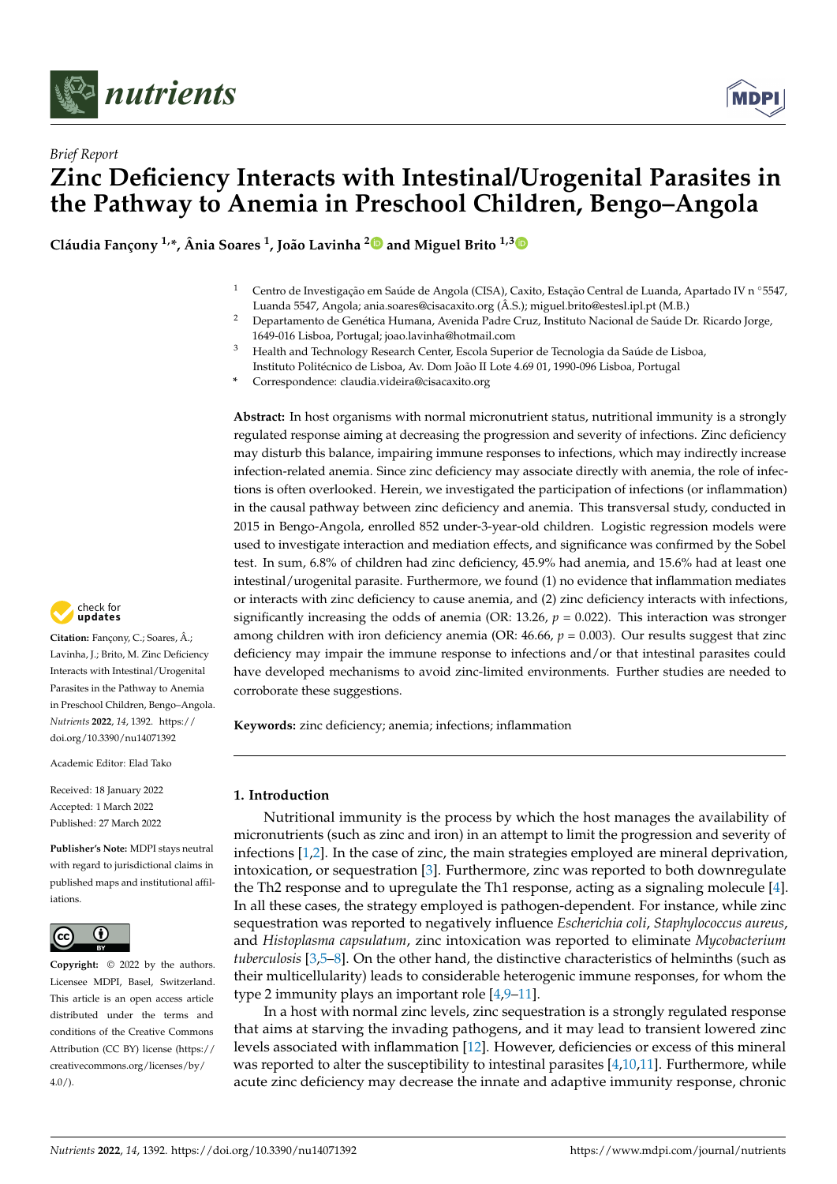*Brief Report*

# Zinc Deficiency Interacts with Intestinal/Urogenital Parasites in the Pathway to Anemia in Preschool Children, Bengo–Angola

**Cláudia Fançony [1,*], Ânia Soares [1], João Lavinha [2] and Miguel Brito [1,3]**

[1] Centro de Investigação em Saúde de Angola (CISA), Caxito, Estação Central de Luanda, Apartado IV n °5547, Luanda 5547, Angola; ania.soares@cisacaxito.org (Â.S.); miguel.brito@estesl.ipl.pt (M.B.)

[2] Departamento de Genética Humana, Avenida Padre Cruz, Instituto Nacional de Saúde Dr. Ricardo Jorge, 1649-016 Lisboa, Portugal; joao.lavinha@hotmail.com

[3] Health and Technology Research Center, Escola Superior de Tecnologia da Saúde de Lisboa, Instituto Politécnico de Lisboa, Av. Dom João II Lote 4.69 01, 1990-096 Lisboa, Portugal

\* Correspondence: claudia.videira@cisacaxito.org

**Abstract:** In host organisms with normal micronutrient status, nutritional immunity is a strongly regulated response aiming at decreasing the progression and severity of infections. Zinc deficiency may disturb this balance, impairing immune responses to infections, which may indirectly increase infection-related anemia. Since zinc deficiency may associate directly with anemia, the role of infections is often overlooked. Herein, we investigated the participation of infections (or inflammation) in the causal pathway between zinc deficiency and anemia. This transversal study, conducted in 2015 in Bengo-Angola, enrolled 852 under-3-year-old children. Logistic regression models were used to investigate interaction and mediation effects, and significance was confirmed by the Sobel test. In sum, 6.8% of children had zinc deficiency, 45.9% had anemia, and 15.6% had at least one intestinal/urogenital parasite. Furthermore, we found (1) no evidence that inflammation mediates or interacts with zinc deficiency to cause anemia, and (2) zinc deficiency interacts with infections, significantly increasing the odds of anemia (OR: 13.26, $p = 0.022$). This interaction was stronger among children with iron deficiency anemia (OR: 46.66, $p = 0.003$). Our results suggest that zinc deficiency may impair the immune response to infections and/or that intestinal parasites could have developed mechanisms to avoid zinc-limited environments. Further studies are needed to corroborate these suggestions.

**Keywords:** zinc deficiency; anemia; infections; inflammation

**Citation:** Fançony, C.; Soares, Â.; Lavinha, J.; Brito, M. Zinc Deficiency Interacts with Intestinal/Urogenital Parasites in the Pathway to Anemia in Preschool Children, Bengo–Angola. *Nutrients* **2022**, *14*, 1392. https://doi.org/10.3390/nu14071392

Academic Editor: Elad Tako

Received: 18 January 2022
Accepted: 1 March 2022
Published: 27 March 2022

**Publisher's Note:** MDPI stays neutral with regard to jurisdictional claims in published maps and institutional affiliations.

**Copyright:** © 2022 by the authors. Licensee MDPI, Basel, Switzerland. This article is an open access article distributed under the terms and conditions of the Creative Commons Attribution (CC BY) license (https://creativecommons.org/licenses/by/4.0/).

## 1. Introduction

Nutritional immunity is the process by which the host manages the availability of micronutrients (such as zinc and iron) in an attempt to limit the progression and severity of infections [1,2]. In the case of zinc, the main strategies employed are mineral deprivation, intoxication, or sequestration [3]. Furthermore, zinc was reported to both downregulate the Th2 response and to upregulate the Th1 response, acting as a signaling molecule [4]. In all these cases, the strategy employed is pathogen-dependent. For instance, while zinc sequestration was reported to negatively influence *Escherichia coli*, *Staphylococcus aureus*, and *Histoplasma capsulatum*, zinc intoxication was reported to eliminate *Mycobacterium tuberculosis* [3,5–8]. On the other hand, the distinctive characteristics of helminths (such as their multicellularity) leads to considerable heterogenic immune responses, for whom the type 2 immunity plays an important role [4,9–11].

In a host with normal zinc levels, zinc sequestration is a strongly regulated response that aims at starving the invading pathogens, and it may lead to transient lowered zinc levels associated with inflammation [12]. However, deficiencies or excess of this mineral was reported to alter the susceptibility to intestinal parasites [4,10,11]. Furthermore, while acute zinc deficiency may decrease the innate and adaptive immunity response, chronic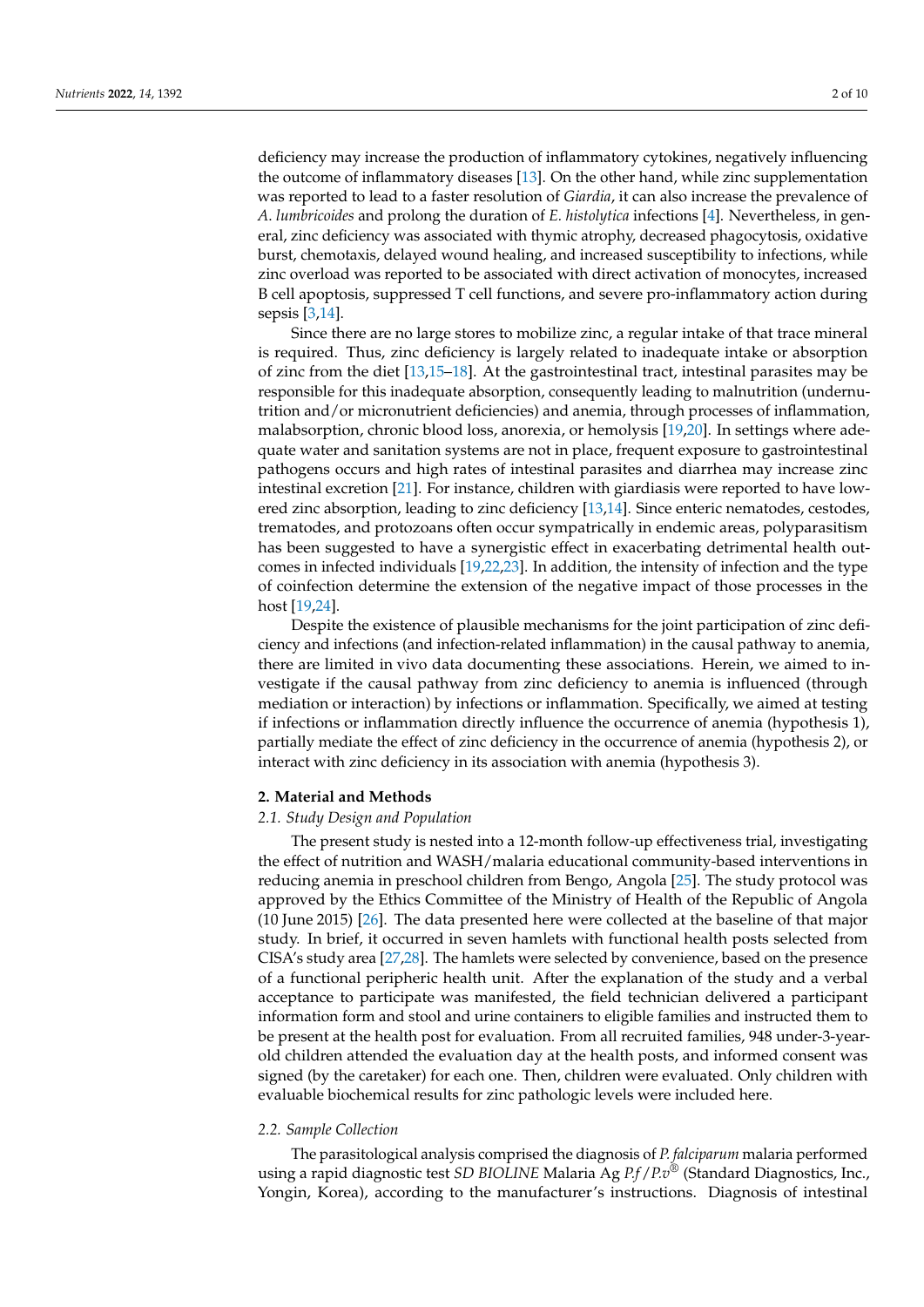deficiency may increase the production of inflammatory cytokines, negatively influencing the outcome of inflammatory diseases [13]. On the other hand, while zinc supplementation was reported to lead to a faster resolution of *Giardia*, it can also increase the prevalence of *A. lumbricoides* and prolong the duration of *E. histolytica* infections [4]. Nevertheless, in general, zinc deficiency was associated with thymic atrophy, decreased phagocytosis, oxidative burst, chemotaxis, delayed wound healing, and increased susceptibility to infections, while zinc overload was reported to be associated with direct activation of monocytes, increased B cell apoptosis, suppressed T cell functions, and severe pro-inflammatory action during sepsis [3,14].

Since there are no large stores to mobilize zinc, a regular intake of that trace mineral is required. Thus, zinc deficiency is largely related to inadequate intake or absorption of zinc from the diet [13,15–18]. At the gastrointestinal tract, intestinal parasites may be responsible for this inadequate absorption, consequently leading to malnutrition (undernutrition and/or micronutrient deficiencies) and anemia, through processes of inflammation, malabsorption, chronic blood loss, anorexia, or hemolysis [19,20]. In settings where adequate water and sanitation systems are not in place, frequent exposure to gastrointestinal pathogens occurs and high rates of intestinal parasites and diarrhea may increase zinc intestinal excretion [21]. For instance, children with giardiasis were reported to have lowered zinc absorption, leading to zinc deficiency [13,14]. Since enteric nematodes, cestodes, trematodes, and protozoans often occur sympatrically in endemic areas, polyparasitism has been suggested to have a synergistic effect in exacerbating detrimental health outcomes in infected individuals [19,22,23]. In addition, the intensity of infection and the type of coinfection determine the extension of the negative impact of those processes in the host [19,24].

Despite the existence of plausible mechanisms for the joint participation of zinc deficiency and infections (and infection-related inflammation) in the causal pathway to anemia, there are limited in vivo data documenting these associations. Herein, we aimed to investigate if the causal pathway from zinc deficiency to anemia is influenced (through mediation or interaction) by infections or inflammation. Specifically, we aimed at testing if infections or inflammation directly influence the occurrence of anemia (hypothesis 1), partially mediate the effect of zinc deficiency in the occurrence of anemia (hypothesis 2), or interact with zinc deficiency in its association with anemia (hypothesis 3).

## 2. Material and Methods

### 2.1. Study Design and Population

The present study is nested into a 12-month follow-up effectiveness trial, investigating the effect of nutrition and WASH/malaria educational community-based interventions in reducing anemia in preschool children from Bengo, Angola [25]. The study protocol was approved by the Ethics Committee of the Ministry of Health of the Republic of Angola (10 June 2015) [26]. The data presented here were collected at the baseline of that major study. In brief, it occurred in seven hamlets with functional health posts selected from CISA's study area [27,28]. The hamlets were selected by convenience, based on the presence of a functional peripheric health unit. After the explanation of the study and a verbal acceptance to participate was manifested, the field technician delivered a participant information form and stool and urine containers to eligible families and instructed them to be present at the health post for evaluation. From all recruited families, 948 under-3-year-old children attended the evaluation day at the health posts, and informed consent was signed (by the caretaker) for each one. Then, children were evaluated. Only children with evaluable biochemical results for zinc pathologic levels were included here.

### 2.2. Sample Collection

The parasitological analysis comprised the diagnosis of *P. falciparum* malaria performed using a rapid diagnostic test *SD BIOLINE* Malaria Ag *P.f*/*P.v*® (Standard Diagnostics, Inc., Yongin, Korea), according to the manufacturer's instructions. Diagnosis of intestinal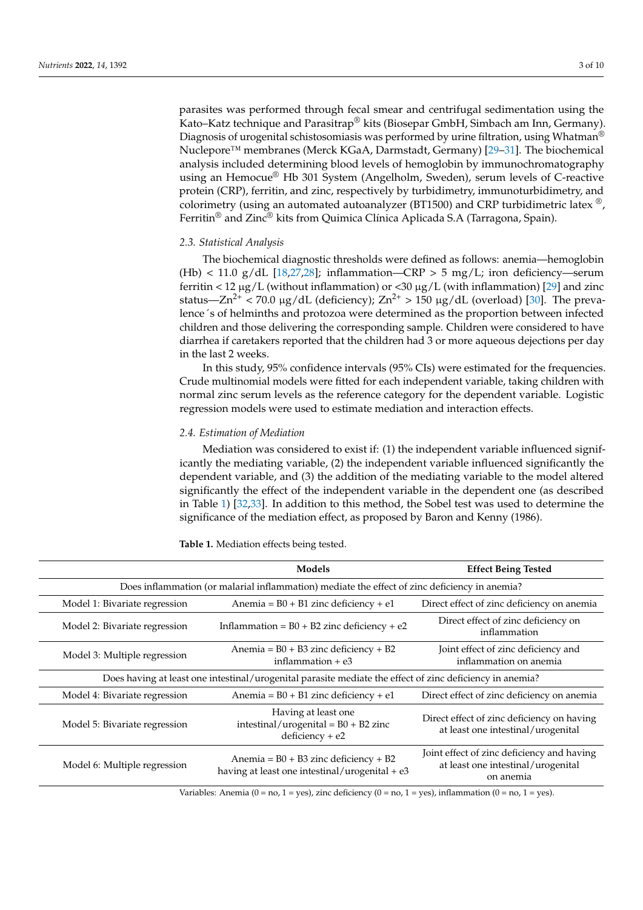parasites was performed through fecal smear and centrifugal sedimentation using the Kato–Katz technique and Parasitrap® kits (Biosepar GmbH, Simbach am Inn, Germany). Diagnosis of urogenital schistosomiasis was performed by urine filtration, using Whatman® Nuclepore™ membranes (Merck KGaA, Darmstadt, Germany) [29–31]. The biochemical analysis included determining blood levels of hemoglobin by immunochromatography using an Hemocue® Hb 301 System (Angelholm, Sweden), serum levels of C-reactive protein (CRP), ferritin, and zinc, respectively by turbidimetry, immunoturbidimetry, and colorimetry (using an automated autoanalyzer (BT1500) and CRP turbidimetric latex ®, Ferritin® and Zinc® kits from Quimica Clínica Aplicada S.A (Tarragona, Spain).

### 2.3. Statistical Analysis

The biochemical diagnostic thresholds were defined as follows: anemia—hemoglobin (Hb) < 11.0 g/dL [18,27,28]; inflammation—CRP > 5 mg/L; iron deficiency—serum ferritin < 12 μg/L (without inflammation) or <30 μg/L (with inflammation) [29] and zinc status—$Zn^{2+}$ < 70.0 μg/dL (deficiency); $Zn^{2+}$ > 150 μg/dL (overload) [30]. The prevalence´s of helminths and protozoa were determined as the proportion between infected children and those delivering the corresponding sample. Children were considered to have diarrhea if caretakers reported that the children had 3 or more aqueous dejections per day in the last 2 weeks.

In this study, 95% confidence intervals (95% CIs) were estimated for the frequencies. Crude multinomial models were fitted for each independent variable, taking children with normal zinc serum levels as the reference category for the dependent variable. Logistic regression models were used to estimate mediation and interaction effects.

### 2.4. Estimation of Mediation

Mediation was considered to exist if: (1) the independent variable influenced significantly the mediating variable, (2) the independent variable influenced significantly the dependent variable, and (3) the addition of the mediating variable to the model altered significantly the effect of the independent variable in the dependent one (as described in Table 1) [32,33]. In addition to this method, the Sobel test was used to determine the significance of the mediation effect, as proposed by Baron and Kenny (1986).

**Table 1.** Mediation effects being tested.

| | Models | Effect Being Tested |
|---|---|---|
| Does inflammation (or malarial inflammation) mediate the effect of zinc deficiency in anemia? | | |
| Model 1: Bivariate regression | Anemia = B0 + B1 zinc deficiency + e1 | Direct effect of zinc deficiency on anemia |
| Model 2: Bivariate regression | Inflammation = B0 + B2 zinc deficiency + e2 | Direct effect of zinc deficiency on inflammation |
| Model 3: Multiple regression | Anemia = B0 + B3 zinc deficiency + B2 inflammation + e3 | Joint effect of zinc deficiency and inflammation on anemia |
| Does having at least one intestinal/urogenital parasite mediate the effect of zinc deficiency in anemia? | | |
| Model 4: Bivariate regression | Anemia = B0 + B1 zinc deficiency + e1 | Direct effect of zinc deficiency on anemia |
| Model 5: Bivariate regression | Having at least one intestinal/urogenital = B0 + B2 zinc deficiency + e2 | Direct effect of zinc deficiency on having at least one intestinal/urogenital |
| Model 6: Multiple regression | Anemia = B0 + B3 zinc deficiency + B2 having at least one intestinal/urogenital + e3 | Joint effect of zinc deficiency and having at least one intestinal/urogenital on anemia |

Variables: Anemia (0 = no, 1 = yes), zinc deficiency (0 = no, 1 = yes), inflammation (0 = no, 1 = yes).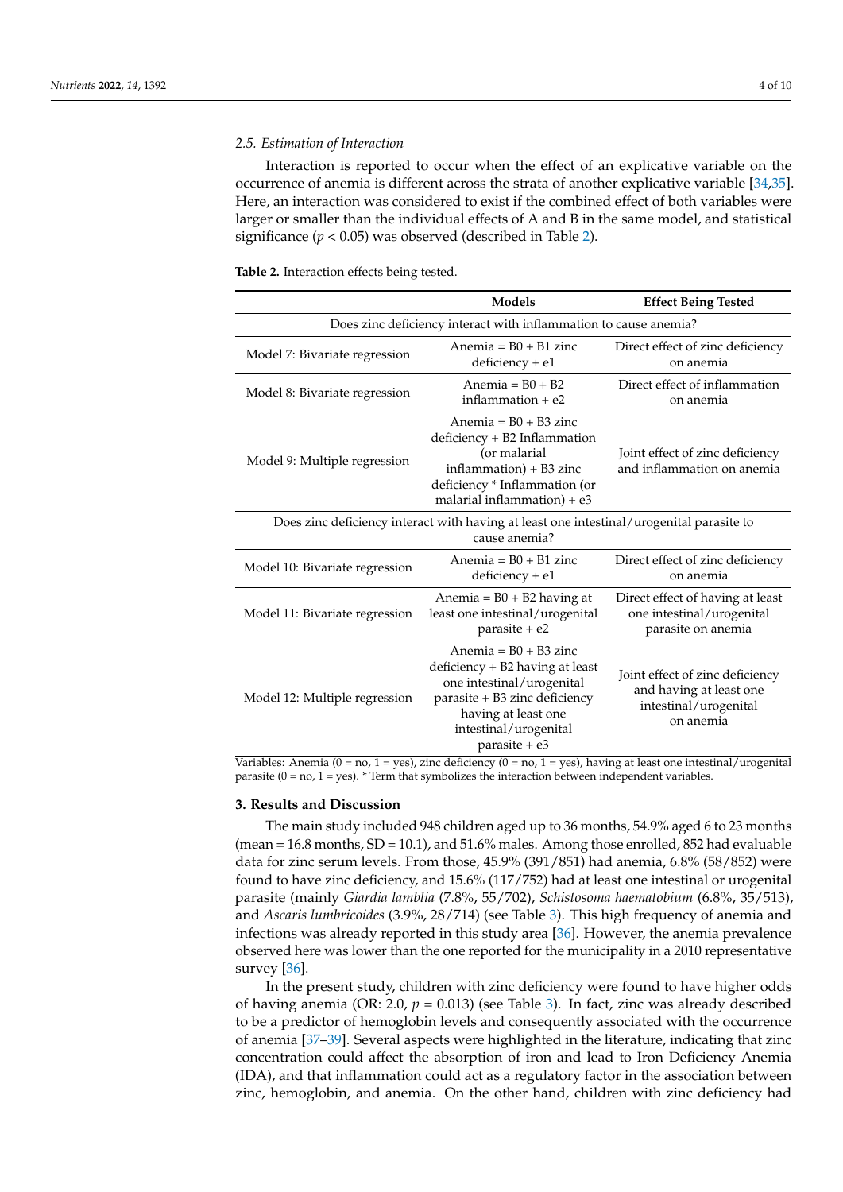### 2.5. Estimation of Interaction

Interaction is reported to occur when the effect of an explicative variable on the occurrence of anemia is different across the strata of another explicative variable [34,35]. Here, an interaction was considered to exist if the combined effect of both variables were larger or smaller than the individual effects of A and B in the same model, and statistical significance ($p < 0.05$) was observed (described in Table 2).

**Table 2.** Interaction effects being tested.

| | Models | Effect Being Tested |
|---|---|---|
| Does zinc deficiency interact with inflammation to cause anemia? | | |
| Model 7: Bivariate regression | Anemia = B0 + B1 zinc deficiency + e1 | Direct effect of zinc deficiency on anemia |
| Model 8: Bivariate regression | Anemia = B0 + B2 inflammation + e2 | Direct effect of inflammation on anemia |
| Model 9: Multiple regression | Anemia = B0 + B3 zinc deficiency + B2 Inflammation (or malarial inflammation) + B3 zinc deficiency * Inflammation (or malarial inflammation) + e3 | Joint effect of zinc deficiency and inflammation on anemia |
| Does zinc deficiency interact with having at least one intestinal/urogenital parasite to cause anemia? | | |
| Model 10: Bivariate regression | Anemia = B0 + B1 zinc deficiency + e1 | Direct effect of zinc deficiency on anemia |
| Model 11: Bivariate regression | Anemia = B0 + B2 having at least one intestinal/urogenital parasite + e2 | Direct effect of having at least one intestinal/urogenital parasite on anemia |
| Model 12: Multiple regression | Anemia = B0 + B3 zinc deficiency + B2 having at least one intestinal/urogenital parasite + B3 zinc deficiency having at least one intestinal/urogenital parasite + e3 | Joint effect of zinc deficiency and having at least one intestinal/urogenital on anemia |

Variables: Anemia (0 = no, 1 = yes), zinc deficiency (0 = no, 1 = yes), having at least one intestinal/urogenital parasite (0 = no, 1 = yes). * Term that symbolizes the interaction between independent variables.

## 3. Results and Discussion

The main study included 948 children aged up to 36 months, 54.9% aged 6 to 23 months (mean = 16.8 months, SD = 10.1), and 51.6% males. Among those enrolled, 852 had evaluable data for zinc serum levels. From those, 45.9% (391/851) had anemia, 6.8% (58/852) were found to have zinc deficiency, and 15.6% (117/752) had at least one intestinal or urogenital parasite (mainly *Giardia lamblia* (7.8%, 55/702), *Schistosoma haematobium* (6.8%, 35/513), and *Ascaris lumbricoides* (3.9%, 28/714) (see Table 3). This high frequency of anemia and infections was already reported in this study area [36]. However, the anemia prevalence observed here was lower than the one reported for the municipality in a 2010 representative survey [36].

In the present study, children with zinc deficiency were found to have higher odds of having anemia (OR: 2.0, $p = 0.013$) (see Table 3). In fact, zinc was already described to be a predictor of hemoglobin levels and consequently associated with the occurrence of anemia [37–39]. Several aspects were highlighted in the literature, indicating that zinc concentration could affect the absorption of iron and lead to Iron Deficiency Anemia (IDA), and that inflammation could act as a regulatory factor in the association between zinc, hemoglobin, and anemia. On the other hand, children with zinc deficiency had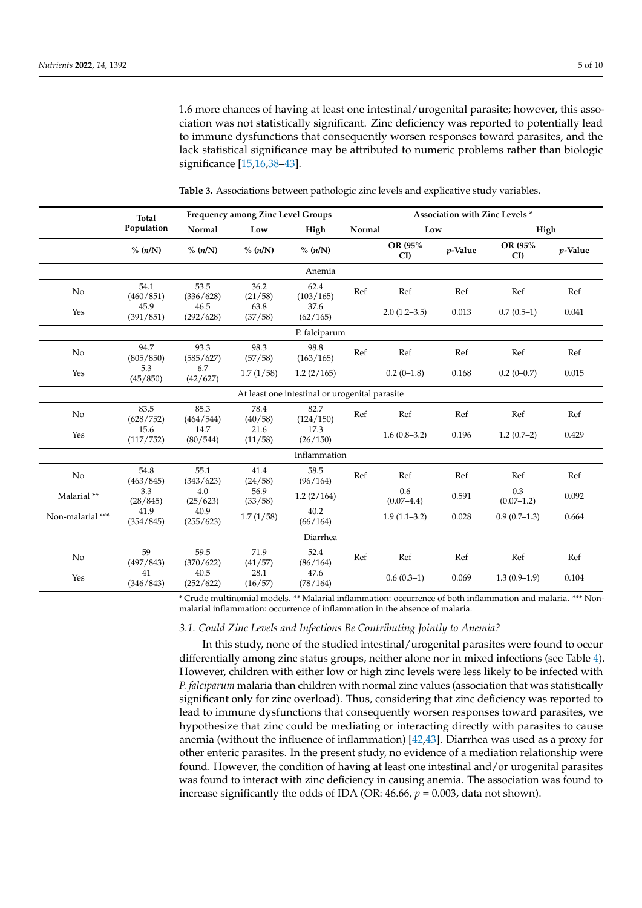1.6 more chances of having at least one intestinal/urogenital parasite; however, this association was not statistically significant. Zinc deficiency was reported to potentially lead to immune dysfunctions that consequently worsen responses toward parasites, and the lack statistical significance may be attributed to numeric problems rather than biologic significance [15,16,38–43].

**Table 3.** Associations between pathologic zinc levels and explicative study variables.

| | Total Population | Frequency among Zinc Level Groups | | | Association with Zinc Levels * | | | | |
|---|---|---|---|---|---|---|---|---|---|
| | | Normal | Low | High | Normal | Low | | High | |
| | % (*n*/N) | % (*n*/N) | % (*n*/N) | % (*n*/N) | | OR (95% CI) | *p*-Value | OR (95% CI) | *p*-Value |
| **Anemia** | | | | | | | | | |
| No | 54.1 (460/851) | 53.5 (336/628) | 36.2 (21/58) | 62.4 (103/165) | Ref | Ref | Ref | Ref | Ref |
| Yes | 45.9 (391/851) | 46.5 (292/628) | 63.8 (37/58) | 37.6 (62/165) | | 2.0 (1.2–3.5) | 0.013 | 0.7 (0.5–1) | 0.041 |
| **P. falciparum** | | | | | | | | | |
| No | 94.7 (805/850) | 93.3 (585/627) | 98.3 (57/58) | 98.8 (163/165) | Ref | Ref | Ref | Ref | Ref |
| Yes | 5.3 (45/850) | 6.7 (42/627) | 1.7 (1/58) | 1.2 (2/165) | | 0.2 (0–1.8) | 0.168 | 0.2 (0–0.7) | 0.015 |
| **At least one intestinal or urogenital parasite** | | | | | | | | | |
| No | 83.5 (628/752) | 85.3 (464/544) | 78.4 (40/58) | 82.7 (124/150) | Ref | Ref | Ref | Ref | Ref |
| Yes | 15.6 (117/752) | 14.7 (80/544) | 21.6 (11/58) | 17.3 (26/150) | | 1.6 (0.8–3.2) | 0.196 | 1.2 (0.7–2) | 0.429 |
| **Inflammation** | | | | | | | | | |
| No | 54.8 (463/845) | 55.1 (343/623) | 41.4 (24/58) | 58.5 (96/164) | Ref | Ref | Ref | Ref | Ref |
| Malarial ** | 3.3 (28/845) | 4.0 (25/623) | 56.9 (33/58) | 1.2 (2/164) | | 0.6 (0.07–4.4) | 0.591 | 0.3 (0.07–1.2) | 0.092 |
| Non-malarial *** | 41.9 (354/845) | 40.9 (255/623) | 1.7 (1/58) | 40.2 (66/164) | | 1.9 (1.1–3.2) | 0.028 | 0.9 (0.7–1.3) | 0.664 |
| **Diarrhea** | | | | | | | | | |
| No | 59 (497/843) | 59.5 (370/622) | 71.9 (41/57) | 52.4 (86/164) | Ref | Ref | Ref | Ref | Ref |
| Yes | 41 (346/843) | 40.5 (252/622) | 28.1 (16/57) | 47.6 (78/164) | | 0.6 (0.3–1) | 0.069 | 1.3 (0.9–1.9) | 0.104 |

\* Crude multinomial models. ** Malarial inflammation: occurrence of both inflammation and malaria. *** Non-malarial inflammation: occurrence of inflammation in the absence of malaria.

### 3.1. Could Zinc Levels and Infections Be Contributing Jointly to Anemia?

In this study, none of the studied intestinal/urogenital parasites were found to occur differentially among zinc status groups, neither alone nor in mixed infections (see Table 4). However, children with either low or high zinc levels were less likely to be infected with *P. falciparum* malaria than children with normal zinc values (association that was statistically significant only for zinc overload). Thus, considering that zinc deficiency was reported to lead to immune dysfunctions that consequently worsen responses toward parasites, we hypothesize that zinc could be mediating or interacting directly with parasites to cause anemia (without the influence of inflammation) [42,43]. Diarrhea was used as a proxy for other enteric parasites. In the present study, no evidence of a mediation relationship were found. However, the condition of having at least one intestinal and/or urogenital parasites was found to interact with zinc deficiency in causing anemia. The association was found to increase significantly the odds of IDA (OR: 46.66, $p = 0.003$, data not shown).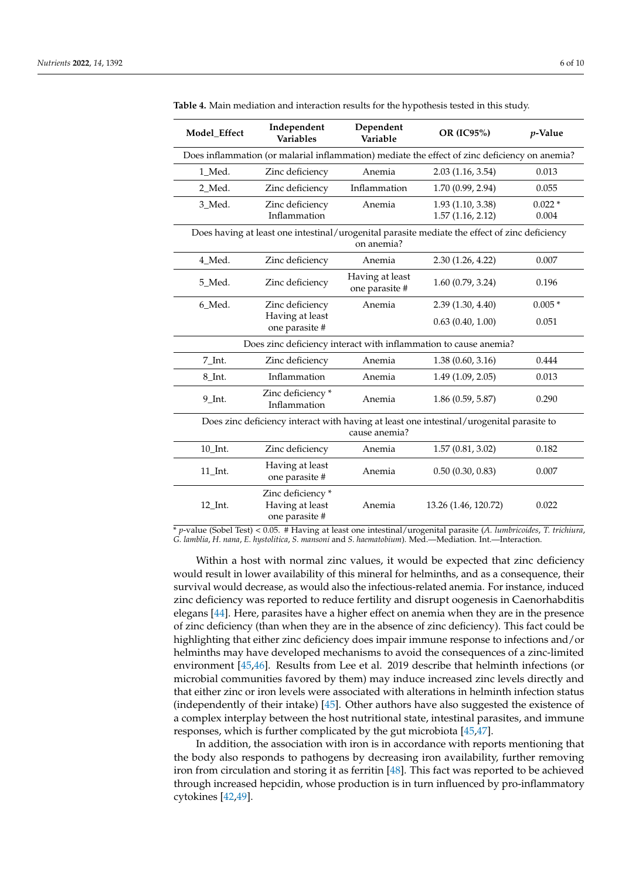**Table 4.** Main mediation and interaction results for the hypothesis tested in this study.

| Model_Effect | Independent Variables | Dependent Variable | OR (IC95%) | *p*-Value |
|---|---|---|---|---|
| Does inflammation (or malarial inflammation) mediate the effect of zinc deficiency on anemia? | | | | |
| 1_Med. | Zinc deficiency | Anemia | 2.03 (1.16, 3.54) | 0.013 |
| 2_Med. | Zinc deficiency | Inflammation | 1.70 (0.99, 2.94) | 0.055 |
| 3_Med. | Zinc deficiency<br>Inflammation | Anemia | 1.93 (1.10, 3.38)<br>1.57 (1.16, 2.12) | 0.022 *<br>0.004 |
| Does having at least one intestinal/urogenital parasite mediate the effect of zinc deficiency on anemia? | | | | |
| 4_Med. | Zinc deficiency | Anemia | 2.30 (1.26, 4.22) | 0.007 |
| 5_Med. | Zinc deficiency | Having at least one parasite # | 1.60 (0.79, 3.24) | 0.196 |
| 6_Med. | Zinc deficiency<br>Having at least one parasite # | Anemia | 2.39 (1.30, 4.40)<br>0.63 (0.40, 1.00) | 0.005 *<br>0.051 |
| Does zinc deficiency interact with inflammation to cause anemia? | | | | |
| 7_Int. | Zinc deficiency | Anemia | 1.38 (0.60, 3.16) | 0.444 |
| 8_Int. | Inflammation | Anemia | 1.49 (1.09, 2.05) | 0.013 |
| 9_Int. | Zinc deficiency * Inflammation | Anemia | 1.86 (0.59, 5.87) | 0.290 |
| Does zinc deficiency interact with having at least one intestinal/urogenital parasite to cause anemia? | | | | |
| 10_Int. | Zinc deficiency | Anemia | 1.57 (0.81, 3.02) | 0.182 |
| 11_Int. | Having at least one parasite # | Anemia | 0.50 (0.30, 0.83) | 0.007 |
| 12_Int. | Zinc deficiency * Having at least one parasite # | Anemia | 13.26 (1.46, 120.72) | 0.022 |

* *p*-value (Sobel Test) < 0.05. # Having at least one intestinal/urogenital parasite (*A. lumbricoides*, *T. trichiura*, *G. lamblia*, *H. nana*, *E. hystolitica*, *S. mansoni* and *S. haematobium*). Med.—Mediation. Int.—Interaction.

Within a host with normal zinc values, it would be expected that zinc deficiency would result in lower availability of this mineral for helminths, and as a consequence, their survival would decrease, as would also the infectious-related anemia. For instance, induced zinc deficiency was reported to reduce fertility and disrupt oogenesis in Caenorhabditis elegans [44]. Here, parasites have a higher effect on anemia when they are in the presence of zinc deficiency (than when they are in the absence of zinc deficiency). This fact could be highlighting that either zinc deficiency does impair immune response to infections and/or helminths may have developed mechanisms to avoid the consequences of a zinc-limited environment [45,46]. Results from Lee et al. 2019 describe that helminth infections (or microbial communities favored by them) may induce increased zinc levels directly and that either zinc or iron levels were associated with alterations in helminth infection status (independently of their intake) [45]. Other authors have also suggested the existence of a complex interplay between the host nutritional state, intestinal parasites, and immune responses, which is further complicated by the gut microbiota [45,47].

In addition, the association with iron is in accordance with reports mentioning that the body also responds to pathogens by decreasing iron availability, further removing iron from circulation and storing it as ferritin [48]. This fact was reported to be achieved through increased hepcidin, whose production is in turn influenced by pro-inflammatory cytokines [42,49].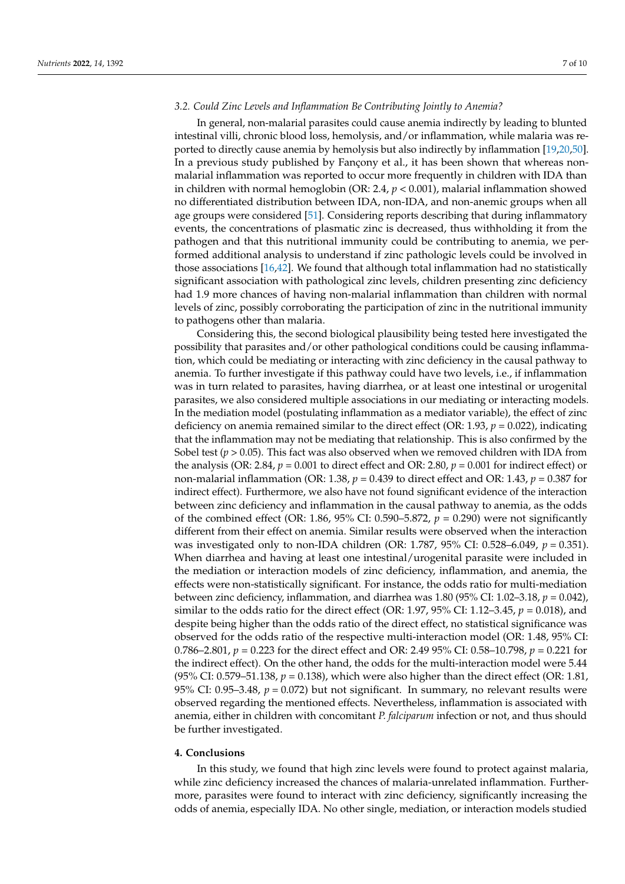### 3.2. Could Zinc Levels and Inflammation Be Contributing Jointly to Anemia?

In general, non-malarial parasites could cause anemia indirectly by leading to blunted intestinal villi, chronic blood loss, hemolysis, and/or inflammation, while malaria was reported to directly cause anemia by hemolysis but also indirectly by inflammation [19,20,50]. In a previous study published by Fançony et al., it has been shown that whereas non-malarial inflammation was reported to occur more frequently in children with IDA than in children with normal hemoglobin (OR: 2.4, $p < 0.001$), malarial inflammation showed no differentiated distribution between IDA, non-IDA, and non-anemic groups when all age groups were considered [51]. Considering reports describing that during inflammatory events, the concentrations of plasmatic zinc is decreased, thus withholding it from the pathogen and that this nutritional immunity could be contributing to anemia, we performed additional analysis to understand if zinc pathologic levels could be involved in those associations [16,42]. We found that although total inflammation had no statistically significant association with pathological zinc levels, children presenting zinc deficiency had 1.9 more chances of having non-malarial inflammation than children with normal levels of zinc, possibly corroborating the participation of zinc in the nutritional immunity to pathogens other than malaria.

Considering this, the second biological plausibility being tested here investigated the possibility that parasites and/or other pathological conditions could be causing inflammation, which could be mediating or interacting with zinc deficiency in the causal pathway to anemia. To further investigate if this pathway could have two levels, i.e., if inflammation was in turn related to parasites, having diarrhea, or at least one intestinal or urogenital parasites, we also considered multiple associations in our mediating or interacting models. In the mediation model (postulating inflammation as a mediator variable), the effect of zinc deficiency on anemia remained similar to the direct effect (OR: 1.93, $p = 0.022$), indicating that the inflammation may not be mediating that relationship. This is also confirmed by the Sobel test ($p > 0.05$). This fact was also observed when we removed children with IDA from the analysis (OR: 2.84, $p = 0.001$ to direct effect and OR: 2.80, $p = 0.001$ for indirect effect) or non-malarial inflammation (OR: 1.38, $p = 0.439$ to direct effect and OR: 1.43, $p = 0.387$ for indirect effect). Furthermore, we also have not found significant evidence of the interaction between zinc deficiency and inflammation in the causal pathway to anemia, as the odds of the combined effect (OR: 1.86, 95% CI: 0.590–5.872, $p = 0.290$) were not significantly different from their effect on anemia. Similar results were observed when the interaction was investigated only to non-IDA children (OR: 1.787, 95% CI: 0.528–6.049, $p = 0.351$). When diarrhea and having at least one intestinal/urogenital parasite were included in the mediation or interaction models of zinc deficiency, inflammation, and anemia, the effects were non-statistically significant. For instance, the odds ratio for multi-mediation between zinc deficiency, inflammation, and diarrhea was 1.80 (95% CI: 1.02–3.18, $p = 0.042$), similar to the odds ratio for the direct effect (OR: 1.97, 95% CI: 1.12–3.45, $p = 0.018$), and despite being higher than the odds ratio of the direct effect, no statistical significance was observed for the odds ratio of the respective multi-interaction model (OR: 1.48, 95% CI: 0.786–2.801, $p = 0.223$ for the direct effect and OR: 2.49 95% CI: 0.58–10.798, $p = 0.221$ for the indirect effect). On the other hand, the odds for the multi-interaction model were 5.44 (95% CI: 0.579–51.138, $p = 0.138$), which were also higher than the direct effect (OR: 1.81, 95% CI: 0.95–3.48, $p = 0.072$) but not significant. In summary, no relevant results were observed regarding the mentioned effects. Nevertheless, inflammation is associated with anemia, either in children with concomitant *P. falciparum* infection or not, and thus should be further investigated.

## 4. Conclusions

In this study, we found that high zinc levels were found to protect against malaria, while zinc deficiency increased the chances of malaria-unrelated inflammation. Furthermore, parasites were found to interact with zinc deficiency, significantly increasing the odds of anemia, especially IDA. No other single, mediation, or interaction models studied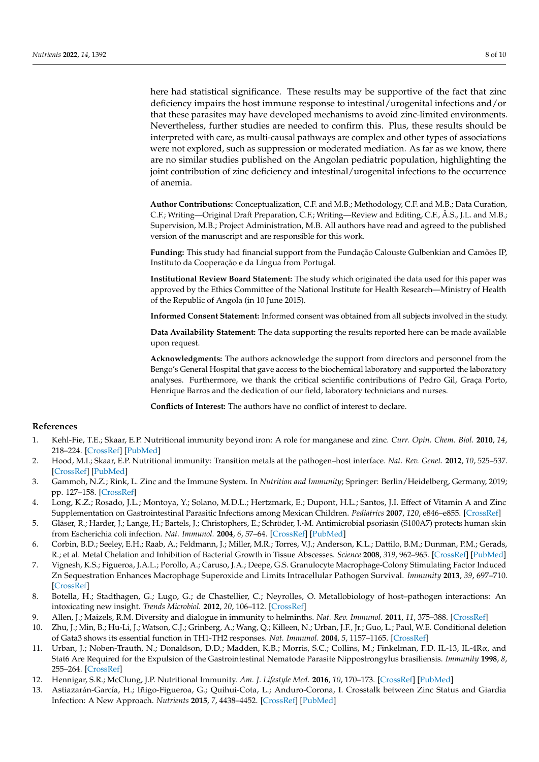here had statistical significance. These results may be supportive of the fact that zinc deficiency impairs the host immune response to intestinal/urogenital infections and/or that these parasites may have developed mechanisms to avoid zinc-limited environments. Nevertheless, further studies are needed to confirm this. Plus, these results should be interpreted with care, as multi-causal pathways are complex and other types of associations were not explored, such as suppression or moderated mediation. As far as we know, there are no similar studies published on the Angolan pediatric population, highlighting the joint contribution of zinc deficiency and intestinal/urogenital infections to the occurrence of anemia.

**Author Contributions:** Conceptualization, C.F. and M.B.; Methodology, C.F. and M.B.; Data Curation, C.F.; Writing—Original Draft Preparation, C.F.; Writing—Review and Editing, C.F., Â.S., J.L. and M.B.; Supervision, M.B.; Project Administration, M.B. All authors have read and agreed to the published version of the manuscript and are responsible for this work.

**Funding:** This study had financial support from the Fundação Calouste Gulbenkian and Camões IP, Instituto da Cooperação e da Língua from Portugal.

**Institutional Review Board Statement:** The study which originated the data used for this paper was approved by the Ethics Committee of the National Institute for Health Research—Ministry of Health of the Republic of Angola (in 10 June 2015).

**Informed Consent Statement:** Informed consent was obtained from all subjects involved in the study.

**Data Availability Statement:** The data supporting the results reported here can be made available upon request.

**Acknowledgments:** The authors acknowledge the support from directors and personnel from the Bengo's General Hospital that gave access to the biochemical laboratory and supported the laboratory analyses. Furthermore, we thank the critical scientific contributions of Pedro Gil, Graça Porto, Henrique Barros and the dedication of our field, laboratory technicians and nurses.

**Conflicts of Interest:** The authors have no conflict of interest to declare.

## References

1. Kehl-Fie, T.E.; Skaar, E.P. Nutritional immunity beyond iron: A role for manganese and zinc. *Curr. Opin. Chem. Biol.* **2010**, *14*, 218–224. [CrossRef] [PubMed]
2. Hood, M.I.; Skaar, E.P. Nutritional immunity: Transition metals at the pathogen–host interface. *Nat. Rev. Genet.* **2012**, *10*, 525–537. [CrossRef] [PubMed]
3. Gammoh, N.Z.; Rink, L. Zinc and the Immune System. In *Nutrition and Immunity*; Springer: Berlin/Heidelberg, Germany, 2019; pp. 127–158. [CrossRef]
4. Long, K.Z.; Rosado, J.L.; Montoya, Y.; Solano, M.D.L.; Hertzmark, E.; Dupont, H.L.; Santos, J.I. Effect of Vitamin A and Zinc Supplementation on Gastrointestinal Parasitic Infections among Mexican Children. *Pediatrics* **2007**, *120*, e846–e855. [CrossRef]
5. Gläser, R.; Harder, J.; Lange, H.; Bartels, J.; Christophers, E.; Schröder, J.-M. Antimicrobial psoriasin (S100A7) protects human skin from Escherichia coli infection. *Nat. Immunol.* **2004**, *6*, 57–64. [CrossRef] [PubMed]
6. Corbin, B.D.; Seeley, E.H.; Raab, A.; Feldmann, J.; Miller, M.R.; Torres, V.J.; Anderson, K.L.; Dattilo, B.M.; Dunman, P.M.; Gerads, R.; et al. Metal Chelation and Inhibition of Bacterial Growth in Tissue Abscesses. *Science* **2008**, *319*, 962–965. [CrossRef] [PubMed]
7. Vignesh, K.S.; Figueroa, J.A.L.; Porollo, A.; Caruso, J.A.; Deepe, G.S. Granulocyte Macrophage-Colony Stimulating Factor Induced Zn Sequestration Enhances Macrophage Superoxide and Limits Intracellular Pathogen Survival. *Immunity* **2013**, *39*, 697–710. [CrossRef]
8. Botella, H.; Stadthagen, G.; Lugo, G.; de Chastellier, C.; Neyrolles, O. Metallobiology of host–pathogen interactions: An intoxicating new insight. *Trends Microbiol.* **2012**, *20*, 106–112. [CrossRef]
9. Allen, J.; Maizels, R.M. Diversity and dialogue in immunity to helminths. *Nat. Rev. Immunol.* **2011**, *11*, 375–388. [CrossRef]
10. Zhu, J.; Min, B.; Hu-Li, J.; Watson, C.J.; Grinberg, A.; Wang, Q.; Killeen, N.; Urban, J.F., Jr.; Guo, L.; Paul, W.E. Conditional deletion of Gata3 shows its essential function in TH1-TH2 responses. *Nat. Immunol.* **2004**, *5*, 1157–1165. [CrossRef]
11. Urban, J.; Noben-Trauth, N.; Donaldson, D.D.; Madden, K.B.; Morris, S.C.; Collins, M.; Finkelman, F.D. IL-13, IL-4Rα, and Stat6 Are Required for the Expulsion of the Gastrointestinal Nematode Parasite Nippostrongylus brasiliensis. *Immunity* **1998**, *8*, 255–264. [CrossRef]
12. Hennigar, S.R.; McClung, J.P. Nutritional Immunity. *Am. J. Lifestyle Med.* **2016**, *10*, 170–173. [CrossRef] [PubMed]
13. Astiazarán-García, H.; Iñigo-Figueroa, G.; Quihui-Cota, L.; Anduro-Corona, I. Crosstalk between Zinc Status and Giardia Infection: A New Approach. *Nutrients* **2015**, *7*, 4438–4452. [CrossRef] [PubMed]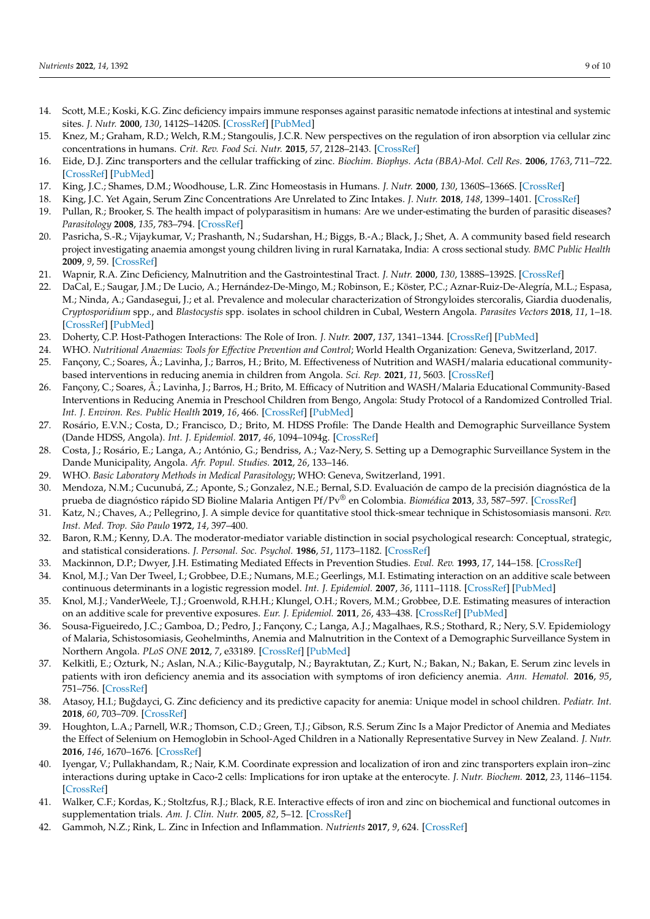14. Scott, M.E.; Koski, K.G. Zinc deficiency impairs immune responses against parasitic nematode infections at intestinal and systemic sites. *J. Nutr.* **2000**, *130*, 1412S–1420S. [CrossRef] [PubMed]
15. Knez, M.; Graham, R.D.; Welch, R.M.; Stangoulis, J.C.R. New perspectives on the regulation of iron absorption via cellular zinc concentrations in humans. *Crit. Rev. Food Sci. Nutr.* **2015**, *57*, 2128–2143. [CrossRef]
16. Eide, D.J. Zinc transporters and the cellular trafficking of zinc. *Biochim. Biophys. Acta (BBA)-Mol. Cell Res.* **2006**, *1763*, 711–722. [CrossRef] [PubMed]
17. King, J.C.; Shames, D.M.; Woodhouse, L.R. Zinc Homeostasis in Humans. *J. Nutr.* **2000**, *130*, 1360S–1366S. [CrossRef]
18. King, J.C. Yet Again, Serum Zinc Concentrations Are Unrelated to Zinc Intakes. *J. Nutr.* **2018**, *148*, 1399–1401. [CrossRef]
19. Pullan, R.; Brooker, S. The health impact of polyparasitism in humans: Are we under-estimating the burden of parasitic diseases? *Parasitology* **2008**, *135*, 783–794. [CrossRef]
20. Pasricha, S.-R.; Vijaykumar, V.; Prashanth, N.; Sudarshan, H.; Biggs, B.-A.; Black, J.; Shet, A. A community based field research project investigating anaemia amongst young children living in rural Karnataka, India: A cross sectional study. *BMC Public Health* **2009**, *9*, 59. [CrossRef]
21. Wapnir, R.A. Zinc Deficiency, Malnutrition and the Gastrointestinal Tract. *J. Nutr.* **2000**, *130*, 1388S–1392S. [CrossRef]
22. DaCal, E.; Saugar, J.M.; De Lucio, A.; Hernández-De-Mingo, M.; Robinson, E.; Köster, P.C.; Aznar-Ruiz-De-Alegría, M.L.; Espasa, M.; Ninda, A.; Gandasegui, J.; et al. Prevalence and molecular characterization of Strongyloides stercoralis, Giardia duodenalis, *Cryptosporidium* spp., and *Blastocystis* spp. isolates in school children in Cubal, Western Angola. *Parasites Vectors* **2018**, *11*, 1–18. [CrossRef] [PubMed]
23. Doherty, C.P. Host-Pathogen Interactions: The Role of Iron. *J. Nutr.* **2007**, *137*, 1341–1344. [CrossRef] [PubMed]
24. WHO. *Nutritional Anaemias: Tools for Effective Prevention and Control*; World Health Organization: Geneva, Switzerland, 2017.
25. Fançony, C.; Soares, Â.; Lavinha, J.; Barros, H.; Brito, M. Effectiveness of Nutrition and WASH/malaria educational community-based interventions in reducing anemia in children from Angola. *Sci. Rep.* **2021**, *11*, 5603. [CrossRef]
26. Fançony, C.; Soares, Â.; Lavinha, J.; Barros, H.; Brito, M. Efficacy of Nutrition and WASH/Malaria Educational Community-Based Interventions in Reducing Anemia in Preschool Children from Bengo, Angola: Study Protocol of a Randomized Controlled Trial. *Int. J. Environ. Res. Public Health* **2019**, *16*, 466. [CrossRef] [PubMed]
27. Rosário, E.V.N.; Costa, D.; Francisco, D.; Brito, M. HDSS Profile: The Dande Health and Demographic Surveillance System (Dande HDSS, Angola). *Int. J. Epidemiol.* **2017**, *46*, 1094–1094g. [CrossRef]
28. Costa, J.; Rosário, E.; Langa, A.; António, G.; Bendriss, A.; Vaz-Nery, S. Setting up a Demographic Surveillance System in the Dande Municipality, Angola. *Afr. Popul. Studies.* **2012**, *26*, 133–146.
29. WHO. *Basic Laboratory Methods in Medical Parasitology*; WHO: Geneva, Switzerland, 1991.
30. Mendoza, N.M.; Cucunubá, Z.; Aponte, S.; Gonzalez, N.E.; Bernal, S.D. Evaluación de campo de la precisión diagnóstica de la prueba de diagnóstico rápido SD Bioline Malaria Antigen Pf/Pv® en Colombia. *Biomédica* **2013**, *33*, 587–597. [CrossRef]
31. Katz, N.; Chaves, A.; Pellegrino, J. A simple device for quantitative stool thick-smear technique in Schistosomiasis mansoni. *Rev. Inst. Med. Trop. São Paulo* **1972**, *14*, 397–400.
32. Baron, R.M.; Kenny, D.A. The moderator-mediator variable distinction in social psychological research: Conceptual, strategic, and statistical considerations. *J. Personal. Soc. Psychol.* **1986**, *51*, 1173–1182. [CrossRef]
33. Mackinnon, D.P.; Dwyer, J.H. Estimating Mediated Effects in Prevention Studies. *Eval. Rev.* **1993**, *17*, 144–158. [CrossRef]
34. Knol, M.J.; Van Der Tweel, I.; Grobbee, D.E.; Numans, M.E.; Geerlings, M.I. Estimating interaction on an additive scale between continuous determinants in a logistic regression model. *Int. J. Epidemiol.* **2007**, *36*, 1111–1118. [CrossRef] [PubMed]
35. Knol, M.J.; VanderWeele, T.J.; Groenwold, R.H.H.; Klungel, O.H.; Rovers, M.M.; Grobbee, D.E. Estimating measures of interaction on an additive scale for preventive exposures. *Eur. J. Epidemiol.* **2011**, *26*, 433–438. [CrossRef] [PubMed]
36. Sousa-Figueiredo, J.C.; Gamboa, D.; Pedro, J.; Fançony, C.; Langa, A.J.; Magalhaes, R.S.; Stothard, R.; Nery, S.V. Epidemiology of Malaria, Schistosomiasis, Geohelminths, Anemia and Malnutrition in the Context of a Demographic Surveillance System in Northern Angola. *PLoS ONE* **2012**, *7*, e33189. [CrossRef] [PubMed]
37. Kelkitli, E.; Ozturk, N.; Aslan, N.A.; Kilic-Baygutalp, N.; Bayraktutan, Z.; Kurt, N.; Bakan, N.; Bakan, E. Serum zinc levels in patients with iron deficiency anemia and its association with symptoms of iron deficiency anemia. *Ann. Hematol.* **2016**, *95*, 751–756. [CrossRef]
38. Atasoy, H.I.; Buğdayci, G. Zinc deficiency and its predictive capacity for anemia: Unique model in school children. *Pediatr. Int.* **2018**, *60*, 703–709. [CrossRef]
39. Houghton, L.A.; Parnell, W.R.; Thomson, C.D.; Green, T.J.; Gibson, R.S. Serum Zinc Is a Major Predictor of Anemia and Mediates the Effect of Selenium on Hemoglobin in School-Aged Children in a Nationally Representative Survey in New Zealand. *J. Nutr.* **2016**, *146*, 1670–1676. [CrossRef]
40. Iyengar, V.; Pullakhandam, R.; Nair, K.M. Coordinate expression and localization of iron and zinc transporters explain iron–zinc interactions during uptake in Caco-2 cells: Implications for iron uptake at the enterocyte. *J. Nutr. Biochem.* **2012**, *23*, 1146–1154. [CrossRef]
41. Walker, C.F.; Kordas, K.; Stoltzfus, R.J.; Black, R.E. Interactive effects of iron and zinc on biochemical and functional outcomes in supplementation trials. *Am. J. Clin. Nutr.* **2005**, *82*, 5–12. [CrossRef]
42. Gammoh, N.Z.; Rink, L. Zinc in Infection and Inflammation. *Nutrients* **2017**, *9*, 624. [CrossRef]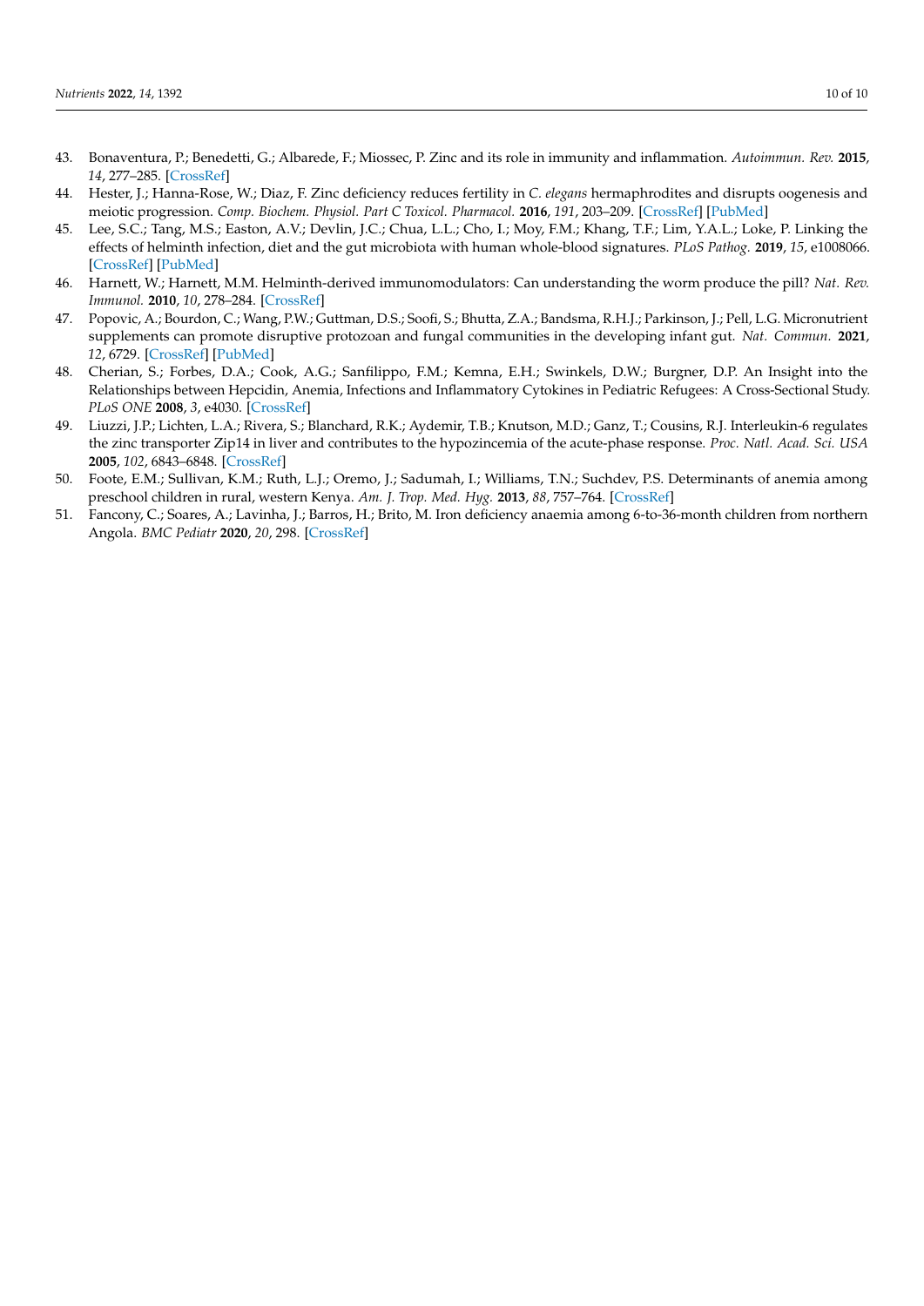43. Bonaventura, P.; Benedetti, G.; Albarede, F.; Miossec, P. Zinc and its role in immunity and inflammation. *Autoimmun. Rev.* **2015**, *14*, 277–285. [CrossRef]
44. Hester, J.; Hanna-Rose, W.; Diaz, F. Zinc deficiency reduces fertility in *C. elegans* hermaphrodites and disrupts oogenesis and meiotic progression. *Comp. Biochem. Physiol. Part C Toxicol. Pharmacol.* **2016**, *191*, 203–209. [CrossRef] [PubMed]
45. Lee, S.C.; Tang, M.S.; Easton, A.V.; Devlin, J.C.; Chua, L.L.; Cho, I.; Moy, F.M.; Khang, T.F.; Lim, Y.A.L.; Loke, P. Linking the effects of helminth infection, diet and the gut microbiota with human whole-blood signatures. *PLoS Pathog.* **2019**, *15*, e1008066. [CrossRef] [PubMed]
46. Harnett, W.; Harnett, M.M. Helminth-derived immunomodulators: Can understanding the worm produce the pill? *Nat. Rev. Immunol.* **2010**, *10*, 278–284. [CrossRef]
47. Popovic, A.; Bourdon, C.; Wang, P.W.; Guttman, D.S.; Soofi, S.; Bhutta, Z.A.; Bandsma, R.H.J.; Parkinson, J.; Pell, L.G. Micronutrient supplements can promote disruptive protozoan and fungal communities in the developing infant gut. *Nat. Commun.* **2021**, *12*, 6729. [CrossRef] [PubMed]
48. Cherian, S.; Forbes, D.A.; Cook, A.G.; Sanfilippo, F.M.; Kemna, E.H.; Swinkels, D.W.; Burgner, D.P. An Insight into the Relationships between Hepcidin, Anemia, Infections and Inflammatory Cytokines in Pediatric Refugees: A Cross-Sectional Study. *PLoS ONE* **2008**, *3*, e4030. [CrossRef]
49. Liuzzi, J.P.; Lichten, L.A.; Rivera, S.; Blanchard, R.K.; Aydemir, T.B.; Knutson, M.D.; Ganz, T.; Cousins, R.J. Interleukin-6 regulates the zinc transporter Zip14 in liver and contributes to the hypozincemia of the acute-phase response. *Proc. Natl. Acad. Sci. USA* **2005**, *102*, 6843–6848. [CrossRef]
50. Foote, E.M.; Sullivan, K.M.; Ruth, L.J.; Oremo, J.; Sadumah, I.; Williams, T.N.; Suchdev, P.S. Determinants of anemia among preschool children in rural, western Kenya. *Am. J. Trop. Med. Hyg.* **2013**, *88*, 757–764. [CrossRef]
51. Fancony, C.; Soares, A.; Lavinha, J.; Barros, H.; Brito, M. Iron deficiency anaemia among 6-to-36-month children from northern Angola. *BMC Pediatr* **2020**, *20*, 298. [CrossRef]